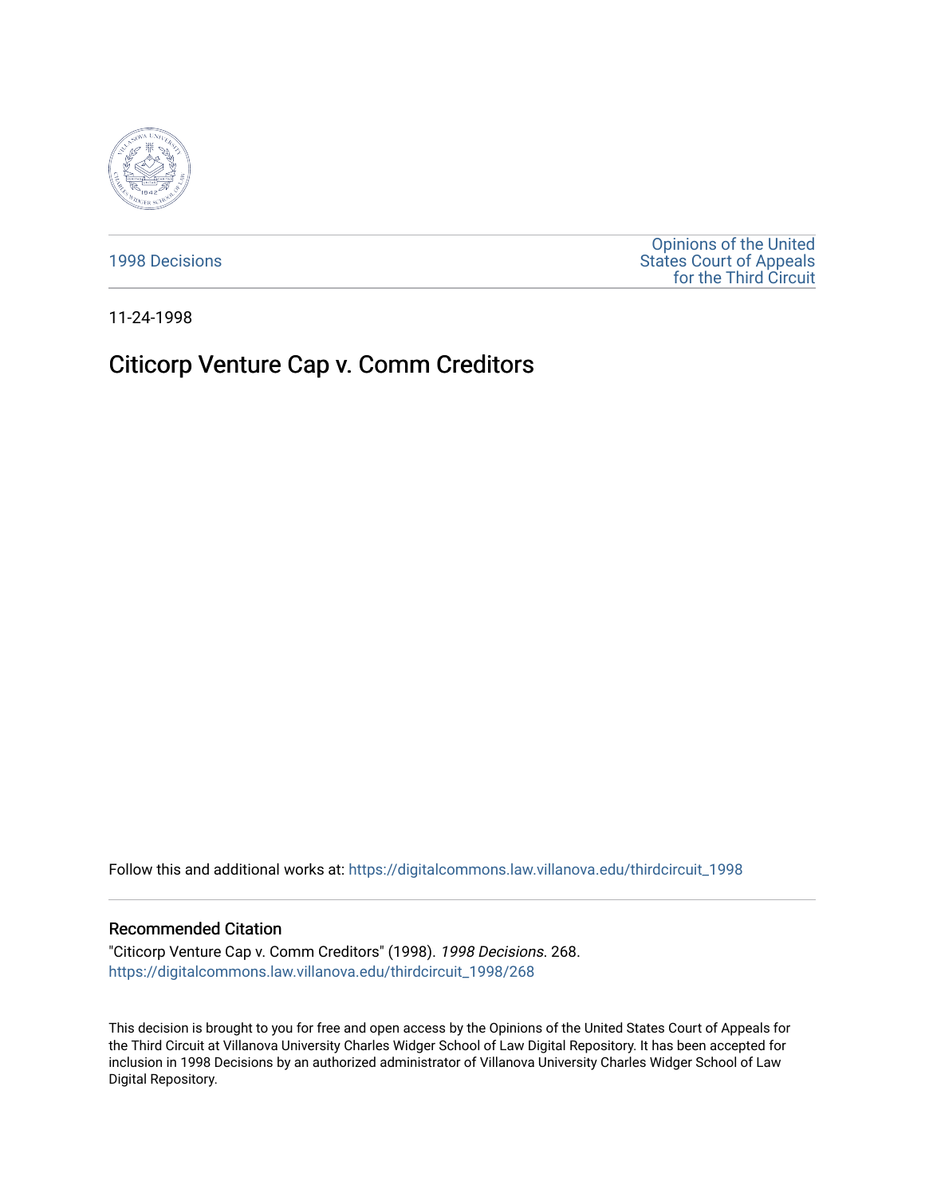1998 Decisions

Opinions of the United States Court of Appeals for the Third Circuit

11-24-1998

# Citicorp Venture Cap v. Comm Creditors

Follow this and additional works at: https://digitalcommons.law.villanova.edu/thirdcircuit_1998

## Recommended Citation

"Citicorp Venture Cap v. Comm Creditors" (1998). *1998 Decisions*. 268.
https://digitalcommons.law.villanova.edu/thirdcircuit_1998/268

This decision is brought to you for free and open access by the Opinions of the United States Court of Appeals for the Third Circuit at Villanova University Charles Widger School of Law Digital Repository. It has been accepted for inclusion in 1998 Decisions by an authorized administrator of Villanova University Charles Widger School of Law Digital Repository.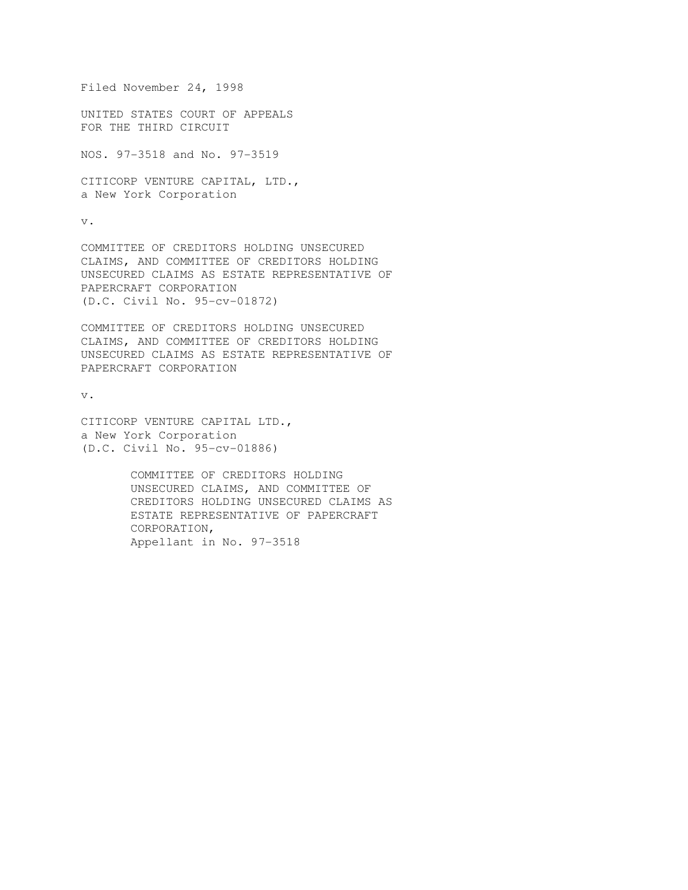Filed November 24, 1998

UNITED STATES COURT OF APPEALS
FOR THE THIRD CIRCUIT

NOS. 97-3518 and No. 97-3519

CITICORP VENTURE CAPITAL, LTD.,
a New York Corporation

v.

COMMITTEE OF CREDITORS HOLDING UNSECURED
CLAIMS, AND COMMITTEE OF CREDITORS HOLDING
UNSECURED CLAIMS AS ESTATE REPRESENTATIVE OF
PAPERCRAFT CORPORATION
(D.C. Civil No. 95-cv-01872)

COMMITTEE OF CREDITORS HOLDING UNSECURED
CLAIMS, AND COMMITTEE OF CREDITORS HOLDING
UNSECURED CLAIMS AS ESTATE REPRESENTATIVE OF
PAPERCRAFT CORPORATION

v.

CITICORP VENTURE CAPITAL LTD.,
a New York Corporation
(D.C. Civil No. 95-cv-01886)

COMMITTEE OF CREDITORS HOLDING
UNSECURED CLAIMS, AND COMMITTEE OF
CREDITORS HOLDING UNSECURED CLAIMS AS
ESTATE REPRESENTATIVE OF PAPERCRAFT
CORPORATION,
Appellant in No. 97-3518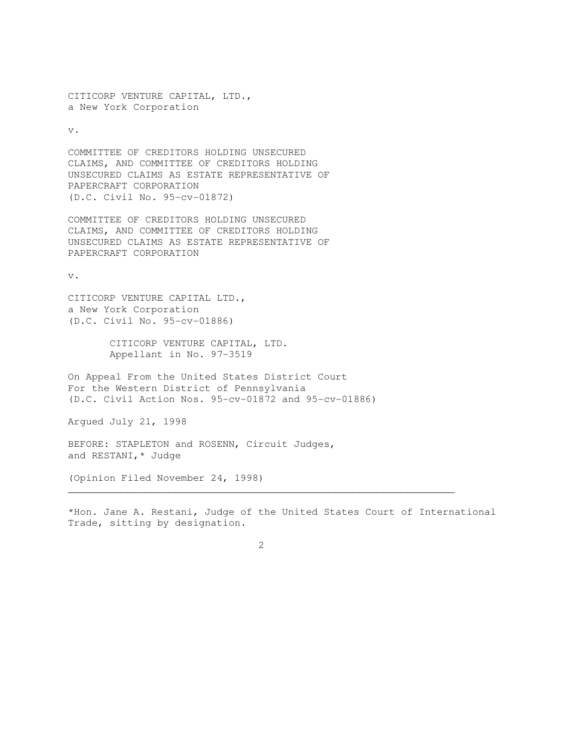CITICORP VENTURE CAPITAL, LTD.,
a New York Corporation

v.

COMMITTEE OF CREDITORS HOLDING UNSECURED
CLAIMS, AND COMMITTEE OF CREDITORS HOLDING
UNSECURED CLAIMS AS ESTATE REPRESENTATIVE OF
PAPERCRAFT CORPORATION
(D.C. Civil No. 95-cv-01872)

COMMITTEE OF CREDITORS HOLDING UNSECURED
CLAIMS, AND COMMITTEE OF CREDITORS HOLDING
UNSECURED CLAIMS AS ESTATE REPRESENTATIVE OF
PAPERCRAFT CORPORATION

v.

CITICORP VENTURE CAPITAL LTD.,
a New York Corporation
(D.C. Civil No. 95-cv-01886)

CITICORP VENTURE CAPITAL, LTD.
Appellant in No. 97-3519

On Appeal From the United States District Court
For the Western District of Pennsylvania
(D.C. Civil Action Nos. 95-cv-01872 and 95-cv-01886)

Argued July 21, 1998

BEFORE: STAPLETON and ROSENN, Circuit Judges,
and RESTANI,* Judge

(Opinion Filed November 24, 1998)

---

*Hon. Jane A. Restani, Judge of the United States Court of International Trade, sitting by designation.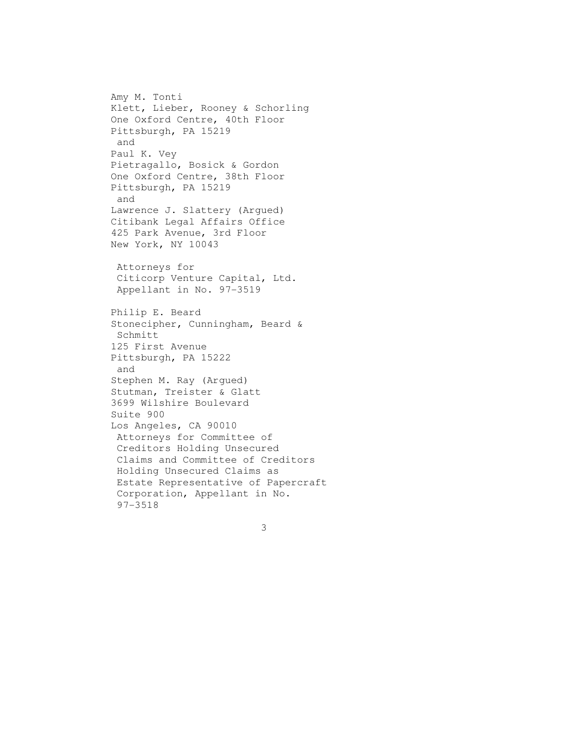Amy M. Tonti
Klett, Lieber, Rooney & Schorling
One Oxford Centre, 40th Floor
Pittsburgh, PA 15219
and
Paul K. Vey
Pietragallo, Bosick & Gordon
One Oxford Centre, 38th Floor
Pittsburgh, PA 15219
and
Lawrence J. Slattery (Argued)
Citibank Legal Affairs Office
425 Park Avenue, 3rd Floor
New York, NY 10043

Attorneys for
Citicorp Venture Capital, Ltd.
Appellant in No. 97-3519

Philip E. Beard
Stonecipher, Cunningham, Beard & Schmitt
125 First Avenue
Pittsburgh, PA 15222
and
Stephen M. Ray (Argued)
Stutman, Treister & Glatt
3699 Wilshire Boulevard
Suite 900
Los Angeles, CA 90010
Attorneys for Committee of Creditors Holding Unsecured Claims and Committee of Creditors Holding Unsecured Claims as Estate Representative of Papercraft Corporation, Appellant in No. 97-3518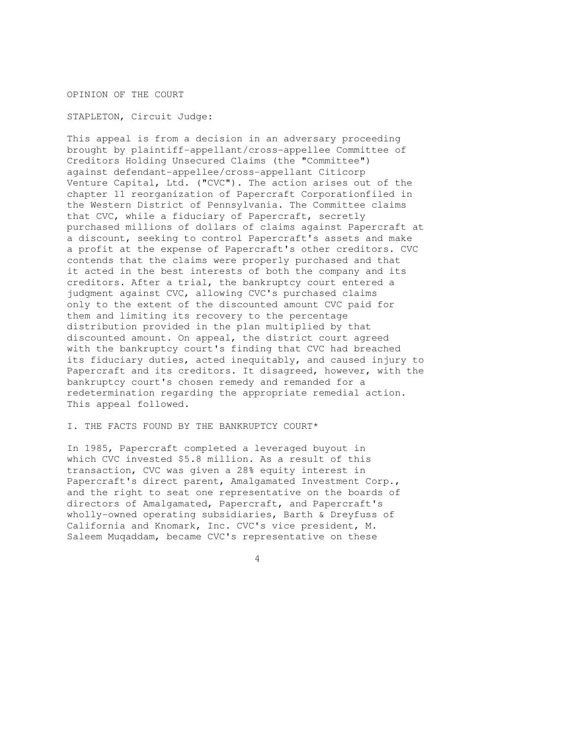OPINION OF THE COURT

STAPLETON, Circuit Judge:

This appeal is from a decision in an adversary proceeding brought by plaintiff-appellant/cross-appellee Committee of Creditors Holding Unsecured Claims (the "Committee") against defendant-appellee/cross-appellant Citicorp Venture Capital, Ltd. ("CVC"). The action arises out of the chapter 11 reorganization of Papercraft Corporationfiled in the Western District of Pennsylvania. The Committee claims that CVC, while a fiduciary of Papercraft, secretly purchased millions of dollars of claims against Papercraft at a discount, seeking to control Papercraft's assets and make a profit at the expense of Papercraft's other creditors. CVC contends that the claims were properly purchased and that it acted in the best interests of both the company and its creditors. After a trial, the bankruptcy court entered a judgment against CVC, allowing CVC's purchased claims only to the extent of the discounted amount CVC paid for them and limiting its recovery to the percentage distribution provided in the plan multiplied by that discounted amount. On appeal, the district court agreed with the bankruptcy court's finding that CVC had breached its fiduciary duties, acted inequitably, and caused injury to Papercraft and its creditors. It disagreed, however, with the bankruptcy court's chosen remedy and remanded for a redetermination regarding the appropriate remedial action. This appeal followed.

## I. THE FACTS FOUND BY THE BANKRUPTCY COURT*

In 1985, Papercraft completed a leveraged buyout in which CVC invested $5.8 million. As a result of this transaction, CVC was given a 28% equity interest in Papercraft's direct parent, Amalgamated Investment Corp., and the right to seat one representative on the boards of directors of Amalgamated, Papercraft, and Papercraft's wholly-owned operating subsidiaries, Barth & Dreyfuss of California and Knomark, Inc. CVC's vice president, M. Saleem Muqaddam, became CVC's representative on these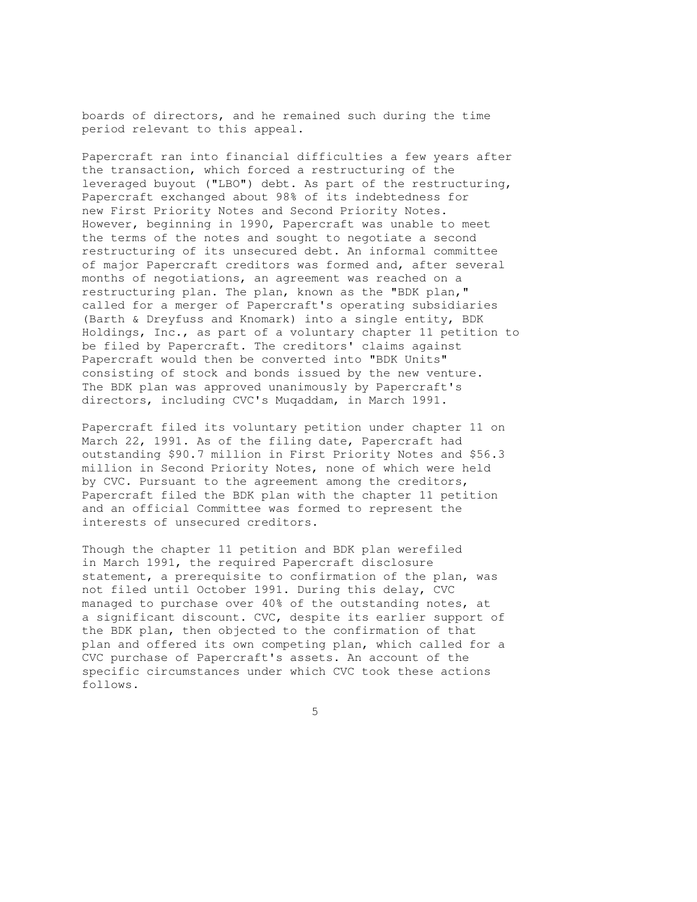boards of directors, and he remained such during the time period relevant to this appeal.

Papercraft ran into financial difficulties a few years after the transaction, which forced a restructuring of the leveraged buyout ("LBO") debt. As part of the restructuring, Papercraft exchanged about 98% of its indebtedness for new First Priority Notes and Second Priority Notes. However, beginning in 1990, Papercraft was unable to meet the terms of the notes and sought to negotiate a second restructuring of its unsecured debt. An informal committee of major Papercraft creditors was formed and, after several months of negotiations, an agreement was reached on a restructuring plan. The plan, known as the "BDK plan," called for a merger of Papercraft's operating subsidiaries (Barth & Dreyfuss and Knomark) into a single entity, BDK Holdings, Inc., as part of a voluntary chapter 11 petition to be filed by Papercraft. The creditors' claims against Papercraft would then be converted into "BDK Units" consisting of stock and bonds issued by the new venture. The BDK plan was approved unanimously by Papercraft's directors, including CVC's Muqaddam, in March 1991.

Papercraft filed its voluntary petition under chapter 11 on March 22, 1991. As of the filing date, Papercraft had outstanding $90.7 million in First Priority Notes and $56.3 million in Second Priority Notes, none of which were held by CVC. Pursuant to the agreement among the creditors, Papercraft filed the BDK plan with the chapter 11 petition and an official Committee was formed to represent the interests of unsecured creditors.

Though the chapter 11 petition and BDK plan werefiled in March 1991, the required Papercraft disclosure statement, a prerequisite to confirmation of the plan, was not filed until October 1991. During this delay, CVC managed to purchase over 40% of the outstanding notes, at a significant discount. CVC, despite its earlier support of the BDK plan, then objected to the confirmation of that plan and offered its own competing plan, which called for a CVC purchase of Papercraft's assets. An account of the specific circumstances under which CVC took these actions follows.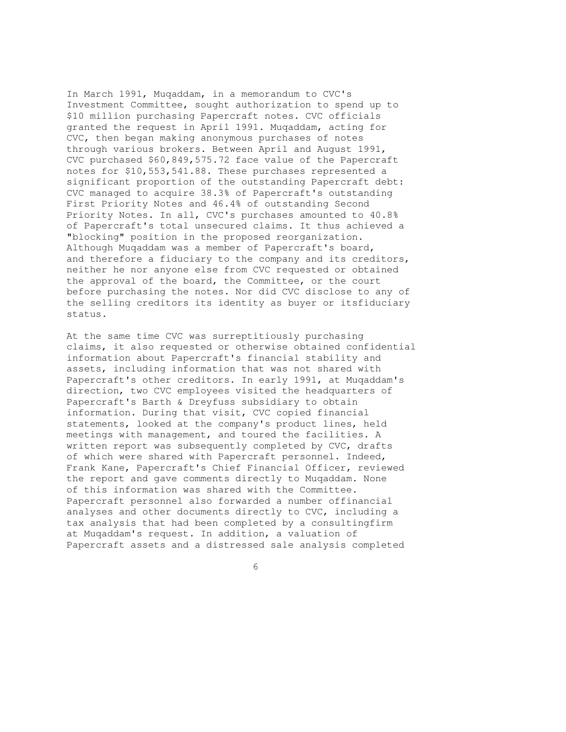In March 1991, Muqaddam, in a memorandum to CVC's Investment Committee, sought authorization to spend up to $10 million purchasing Papercraft notes. CVC officials granted the request in April 1991. Muqaddam, acting for CVC, then began making anonymous purchases of notes through various brokers. Between April and August 1991, CVC purchased $60,849,575.72 face value of the Papercraft notes for $10,553,541.88. These purchases represented a significant proportion of the outstanding Papercraft debt: CVC managed to acquire 38.3% of Papercraft's outstanding First Priority Notes and 46.4% of outstanding Second Priority Notes. In all, CVC's purchases amounted to 40.8% of Papercraft's total unsecured claims. It thus achieved a "blocking" position in the proposed reorganization. Although Muqaddam was a member of Papercraft's board, and therefore a fiduciary to the company and its creditors, neither he nor anyone else from CVC requested or obtained the approval of the board, the Committee, or the court before purchasing the notes. Nor did CVC disclose to any of the selling creditors its identity as buyer or itsfiduciary status.

At the same time CVC was surreptitiously purchasing claims, it also requested or otherwise obtained confidential information about Papercraft's financial stability and assets, including information that was not shared with Papercraft's other creditors. In early 1991, at Muqaddam's direction, two CVC employees visited the headquarters of Papercraft's Barth & Dreyfuss subsidiary to obtain information. During that visit, CVC copied financial statements, looked at the company's product lines, held meetings with management, and toured the facilities. A written report was subsequently completed by CVC, drafts of which were shared with Papercraft personnel. Indeed, Frank Kane, Papercraft's Chief Financial Officer, reviewed the report and gave comments directly to Muqaddam. None of this information was shared with the Committee. Papercraft personnel also forwarded a number offinancial analyses and other documents directly to CVC, including a tax analysis that had been completed by a consultingfirm at Muqaddam's request. In addition, a valuation of Papercraft assets and a distressed sale analysis completed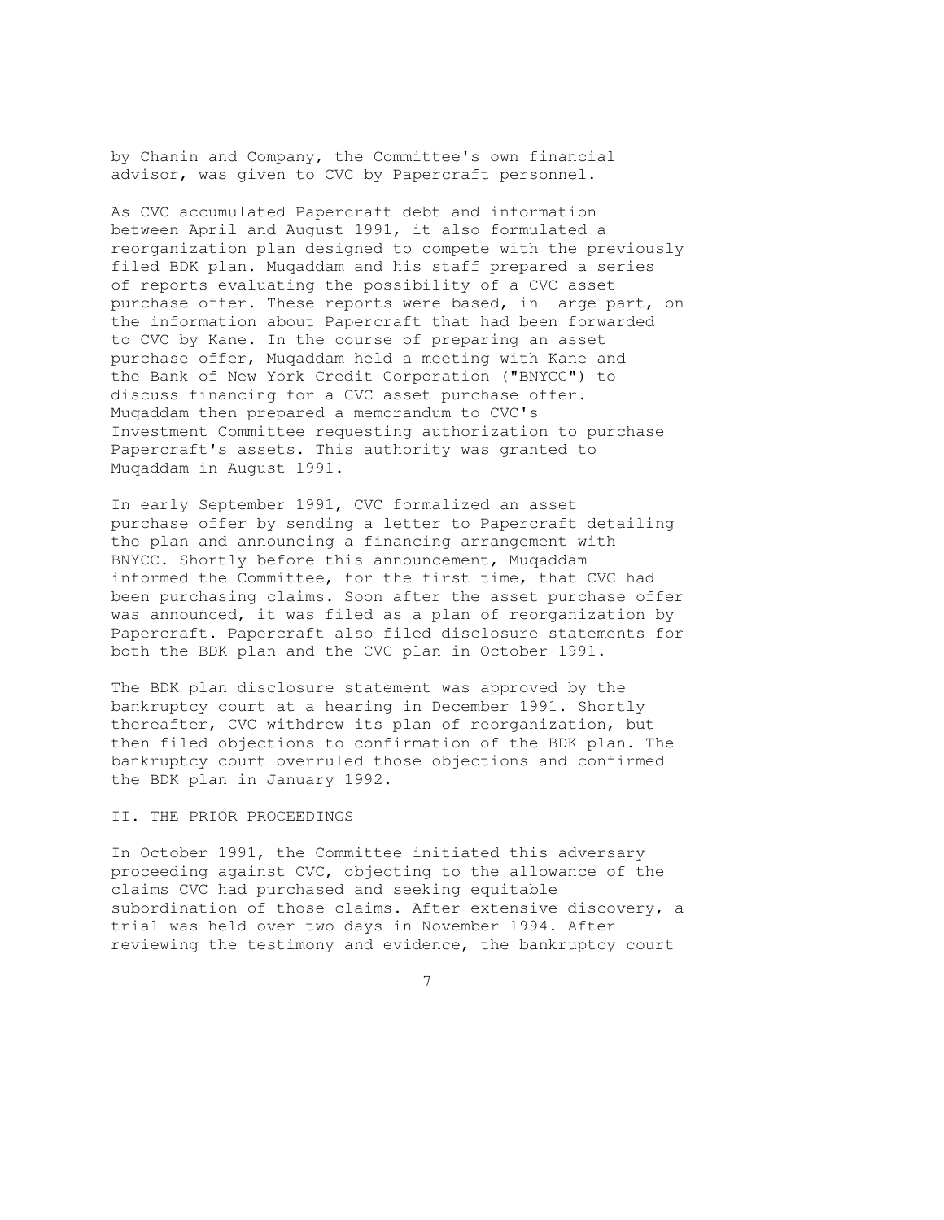by Chanin and Company, the Committee's own financial advisor, was given to CVC by Papercraft personnel.

As CVC accumulated Papercraft debt and information between April and August 1991, it also formulated a reorganization plan designed to compete with the previously filed BDK plan. Muqaddam and his staff prepared a series of reports evaluating the possibility of a CVC asset purchase offer. These reports were based, in large part, on the information about Papercraft that had been forwarded to CVC by Kane. In the course of preparing an asset purchase offer, Muqaddam held a meeting with Kane and the Bank of New York Credit Corporation ("BNYCC") to discuss financing for a CVC asset purchase offer. Muqaddam then prepared a memorandum to CVC's Investment Committee requesting authorization to purchase Papercraft's assets. This authority was granted to Muqaddam in August 1991.

In early September 1991, CVC formalized an asset purchase offer by sending a letter to Papercraft detailing the plan and announcing a financing arrangement with BNYCC. Shortly before this announcement, Muqaddam informed the Committee, for the first time, that CVC had been purchasing claims. Soon after the asset purchase offer was announced, it was filed as a plan of reorganization by Papercraft. Papercraft also filed disclosure statements for both the BDK plan and the CVC plan in October 1991.

The BDK plan disclosure statement was approved by the bankruptcy court at a hearing in December 1991. Shortly thereafter, CVC withdrew its plan of reorganization, but then filed objections to confirmation of the BDK plan. The bankruptcy court overruled those objections and confirmed the BDK plan in January 1992.

## II. THE PRIOR PROCEEDINGS

In October 1991, the Committee initiated this adversary proceeding against CVC, objecting to the allowance of the claims CVC had purchased and seeking equitable subordination of those claims. After extensive discovery, a trial was held over two days in November 1994. After reviewing the testimony and evidence, the bankruptcy court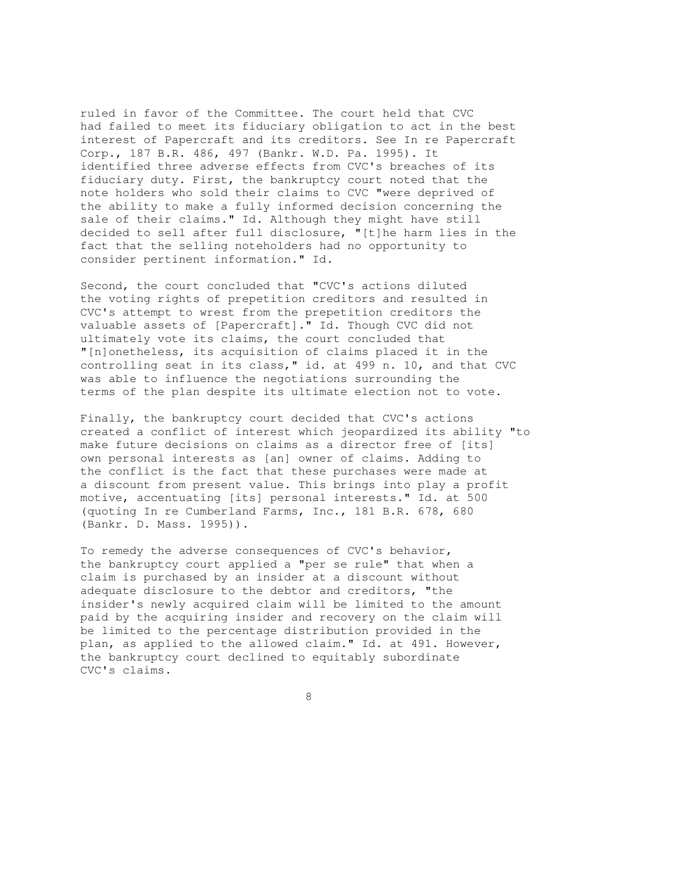ruled in favor of the Committee. The court held that CVC had failed to meet its fiduciary obligation to act in the best interest of Papercraft and its creditors. See In re Papercraft Corp., 187 B.R. 486, 497 (Bankr. W.D. Pa. 1995). It identified three adverse effects from CVC's breaches of its fiduciary duty. First, the bankruptcy court noted that the note holders who sold their claims to CVC "were deprived of the ability to make a fully informed decision concerning the sale of their claims." Id. Although they might have still decided to sell after full disclosure, "[t]he harm lies in the fact that the selling noteholders had no opportunity to consider pertinent information." Id.

Second, the court concluded that "CVC's actions diluted the voting rights of prepetition creditors and resulted in CVC's attempt to wrest from the prepetition creditors the valuable assets of [Papercraft]." Id. Though CVC did not ultimately vote its claims, the court concluded that "[n]onetheless, its acquisition of claims placed it in the controlling seat in its class," id. at 499 n. 10, and that CVC was able to influence the negotiations surrounding the terms of the plan despite its ultimate election not to vote.

Finally, the bankruptcy court decided that CVC's actions created a conflict of interest which jeopardized its ability "to make future decisions on claims as a director free of [its] own personal interests as [an] owner of claims. Adding to the conflict is the fact that these purchases were made at a discount from present value. This brings into play a profit motive, accentuating [its] personal interests." Id. at 500 (quoting In re Cumberland Farms, Inc., 181 B.R. 678, 680 (Bankr. D. Mass. 1995)).

To remedy the adverse consequences of CVC's behavior, the bankruptcy court applied a "per se rule" that when a claim is purchased by an insider at a discount without adequate disclosure to the debtor and creditors, "the insider's newly acquired claim will be limited to the amount paid by the acquiring insider and recovery on the claim will be limited to the percentage distribution provided in the plan, as applied to the allowed claim." Id. at 491. However, the bankruptcy court declined to equitably subordinate CVC's claims.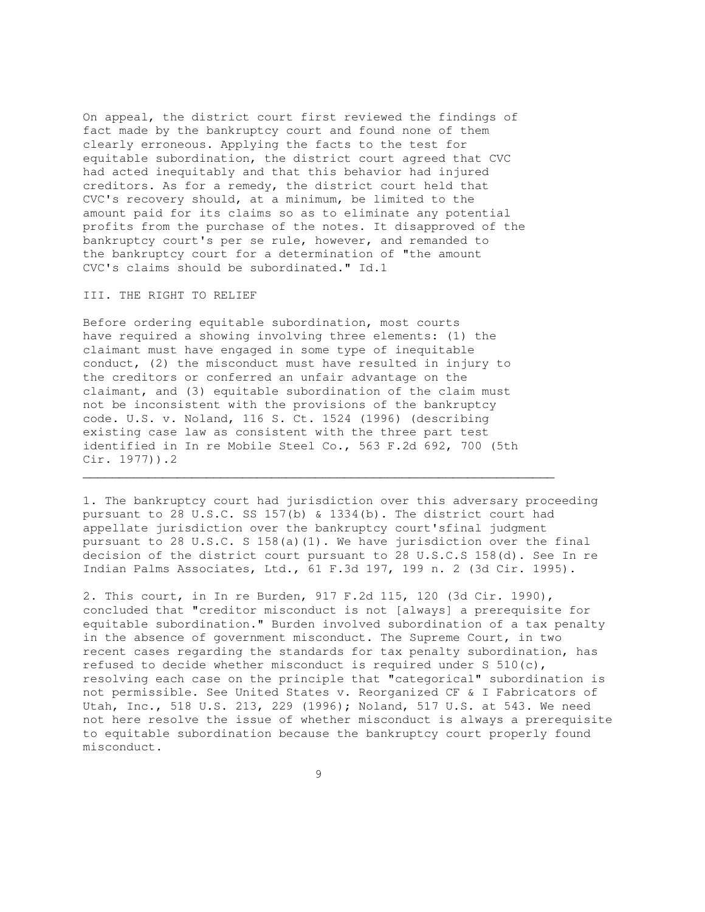On appeal, the district court first reviewed the findings of fact made by the bankruptcy court and found none of them clearly erroneous. Applying the facts to the test for equitable subordination, the district court agreed that CVC had acted inequitably and that this behavior had injured creditors. As for a remedy, the district court held that CVC's recovery should, at a minimum, be limited to the amount paid for its claims so as to eliminate any potential profits from the purchase of the notes. It disapproved of the bankruptcy court's per se rule, however, and remanded to the bankruptcy court for a determination of "the amount CVC's claims should be subordinated." Id.[1]

## III. THE RIGHT TO RELIEF

Before ordering equitable subordination, most courts have required a showing involving three elements: (1) the claimant must have engaged in some type of inequitable conduct, (2) the misconduct must have resulted in injury to the creditors or conferred an unfair advantage on the claimant, and (3) equitable subordination of the claim must not be inconsistent with the provisions of the bankruptcy code. U.S. v. Noland, 116 S. Ct. 1524 (1996) (describing existing case law as consistent with the three part test identified in In re Mobile Steel Co., 563 F.2d 692, 700 (5th Cir. 1977)).[2]

---

1. The bankruptcy court had jurisdiction over this adversary proceeding pursuant to 28 U.S.C. SS 157(b) & 1334(b). The district court had appellate jurisdiction over the bankruptcy court'sfinal judgment pursuant to 28 U.S.C. S 158(a)(1). We have jurisdiction over the final decision of the district court pursuant to 28 U.S.C.S 158(d). See In re Indian Palms Associates, Ltd., 61 F.3d 197, 199 n. 2 (3d Cir. 1995).

2. This court, in In re Burden, 917 F.2d 115, 120 (3d Cir. 1990), concluded that "creditor misconduct is not [always] a prerequisite for equitable subordination." Burden involved subordination of a tax penalty in the absence of government misconduct. The Supreme Court, in two recent cases regarding the standards for tax penalty subordination, has refused to decide whether misconduct is required under S 510(c), resolving each case on the principle that "categorical" subordination is not permissible. See United States v. Reorganized CF & I Fabricators of Utah, Inc., 518 U.S. 213, 229 (1996); Noland, 517 U.S. at 543. We need not here resolve the issue of whether misconduct is always a prerequisite to equitable subordination because the bankruptcy court properly found misconduct.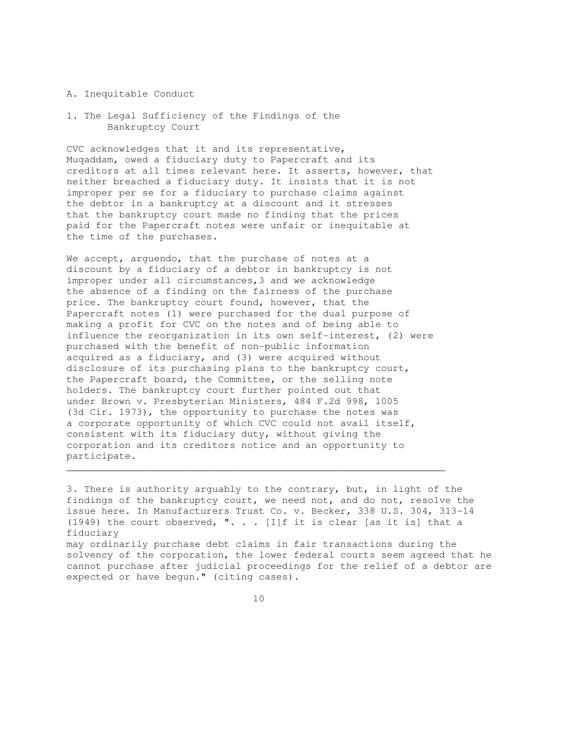## A. Inequitable Conduct

### 1. The Legal Sufficiency of the Findings of the Bankruptcy Court

CVC acknowledges that it and its representative, Muqaddam, owed a fiduciary duty to Papercraft and its creditors at all times relevant here. It asserts, however, that neither breached a fiduciary duty. It insists that it is not improper per se for a fiduciary to purchase claims against the debtor in a bankruptcy at a discount and it stresses that the bankruptcy court made no finding that the prices paid for the Papercraft notes were unfair or inequitable at the time of the purchases.

We accept, arguendo, that the purchase of notes at a discount by a fiduciary of a debtor in bankruptcy is not improper under all circumstances,[3] and we acknowledge the absence of a finding on the fairness of the purchase price. The bankruptcy court found, however, that the Papercraft notes (1) were purchased for the dual purpose of making a profit for CVC on the notes and of being able to influence the reorganization in its own self-interest, (2) were purchased with the benefit of non-public information acquired as a fiduciary, and (3) were acquired without disclosure of its purchasing plans to the bankruptcy court, the Papercraft board, the Committee, or the selling note holders. The bankruptcy court further pointed out that under Brown v. Presbyterian Ministers, 484 F.2d 998, 1005 (3d Cir. 1973), the opportunity to purchase the notes was a corporate opportunity of which CVC could not avail itself, consistent with its fiduciary duty, without giving the corporation and its creditors notice and an opportunity to participate.

---

3. There is authority arguably to the contrary, but, in light of the findings of the bankruptcy court, we need not, and do not, resolve the issue here. In Manufacturers Trust Co. v. Becker, 338 U.S. 304, 313-14 (1949) the court observed, ". . . [I]f it is clear [as it is] that a fiduciary may ordinarily purchase debt claims in fair transactions during the solvency of the corporation, the lower federal courts seem agreed that he cannot purchase after judicial proceedings for the relief of a debtor are expected or have begun." (citing cases).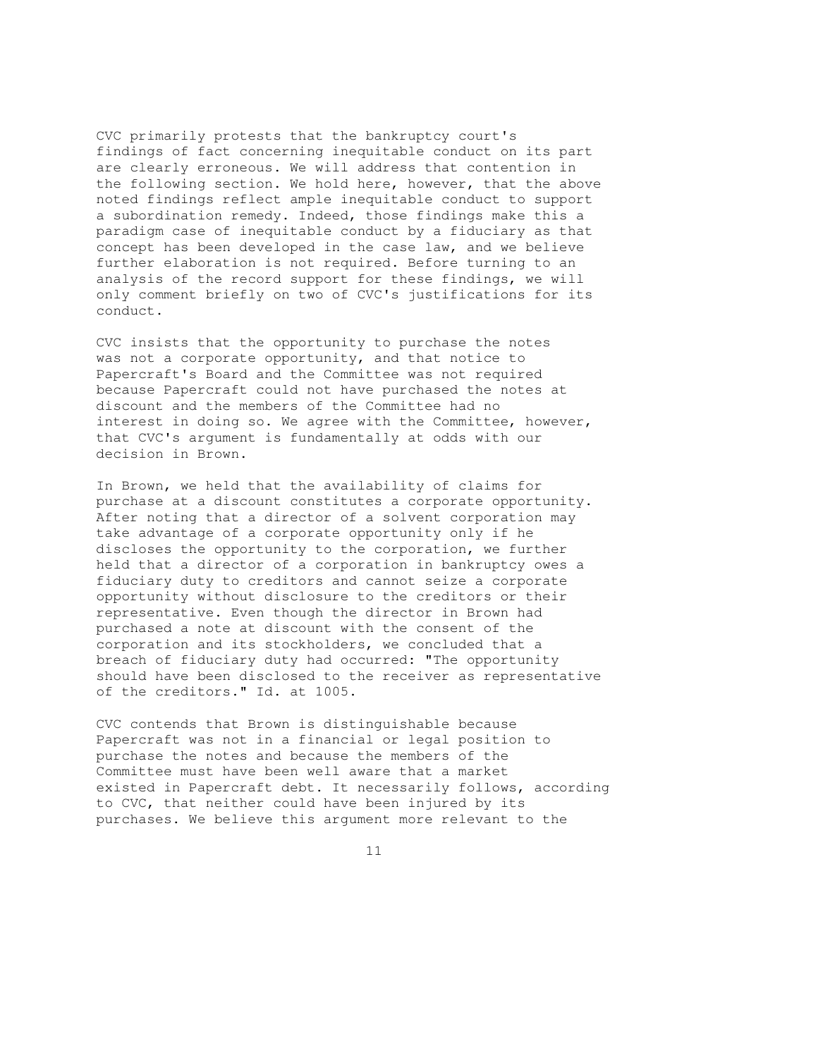CVC primarily protests that the bankruptcy court's findings of fact concerning inequitable conduct on its part are clearly erroneous. We will address that contention in the following section. We hold here, however, that the above noted findings reflect ample inequitable conduct to support a subordination remedy. Indeed, those findings make this a paradigm case of inequitable conduct by a fiduciary as that concept has been developed in the case law, and we believe further elaboration is not required. Before turning to an analysis of the record support for these findings, we will only comment briefly on two of CVC's justifications for its conduct.

CVC insists that the opportunity to purchase the notes was not a corporate opportunity, and that notice to Papercraft's Board and the Committee was not required because Papercraft could not have purchased the notes at discount and the members of the Committee had no interest in doing so. We agree with the Committee, however, that CVC's argument is fundamentally at odds with our decision in Brown.

In Brown, we held that the availability of claims for purchase at a discount constitutes a corporate opportunity. After noting that a director of a solvent corporation may take advantage of a corporate opportunity only if he discloses the opportunity to the corporation, we further held that a director of a corporation in bankruptcy owes a fiduciary duty to creditors and cannot seize a corporate opportunity without disclosure to the creditors or their representative. Even though the director in Brown had purchased a note at discount with the consent of the corporation and its stockholders, we concluded that a breach of fiduciary duty had occurred: "The opportunity should have been disclosed to the receiver as representative of the creditors." Id. at 1005.

CVC contends that Brown is distinguishable because Papercraft was not in a financial or legal position to purchase the notes and because the members of the Committee must have been well aware that a market existed in Papercraft debt. It necessarily follows, according to CVC, that neither could have been injured by its purchases. We believe this argument more relevant to the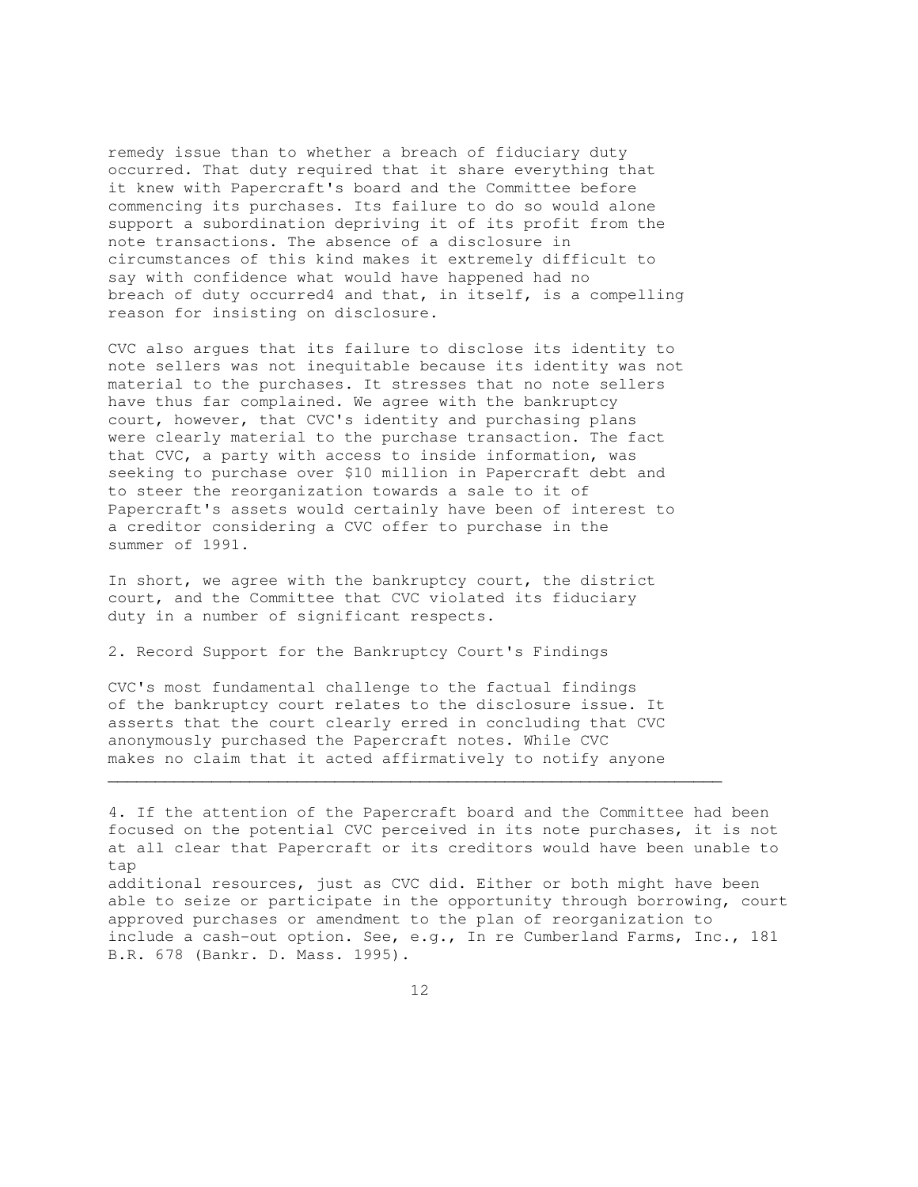remedy issue than to whether a breach of fiduciary duty occurred. That duty required that it share everything that it knew with Papercraft's board and the Committee before commencing its purchases. Its failure to do so would alone support a subordination depriving it of its profit from the note transactions. The absence of a disclosure in circumstances of this kind makes it extremely difficult to say with confidence what would have happened had no breach of duty occurred[4] and that, in itself, is a compelling reason for insisting on disclosure.

CVC also argues that its failure to disclose its identity to note sellers was not inequitable because its identity was not material to the purchases. It stresses that no note sellers have thus far complained. We agree with the bankruptcy court, however, that CVC's identity and purchasing plans were clearly material to the purchase transaction. The fact that CVC, a party with access to inside information, was seeking to purchase over $10 million in Papercraft debt and to steer the reorganization towards a sale to it of Papercraft's assets would certainly have been of interest to a creditor considering a CVC offer to purchase in the summer of 1991.

In short, we agree with the bankruptcy court, the district court, and the Committee that CVC violated its fiduciary duty in a number of significant respects.

2. Record Support for the Bankruptcy Court's Findings

CVC's most fundamental challenge to the factual findings of the bankruptcy court relates to the disclosure issue. It asserts that the court clearly erred in concluding that CVC anonymously purchased the Papercraft notes. While CVC makes no claim that it acted affirmatively to notify anyone

---

4. If the attention of the Papercraft board and the Committee had been focused on the potential CVC perceived in its note purchases, it is not at all clear that Papercraft or its creditors would have been unable to tap additional resources, just as CVC did. Either or both might have been able to seize or participate in the opportunity through borrowing, court approved purchases or amendment to the plan of reorganization to include a cash-out option. See, e.g., In re Cumberland Farms, Inc., 181 B.R. 678 (Bankr. D. Mass. 1995).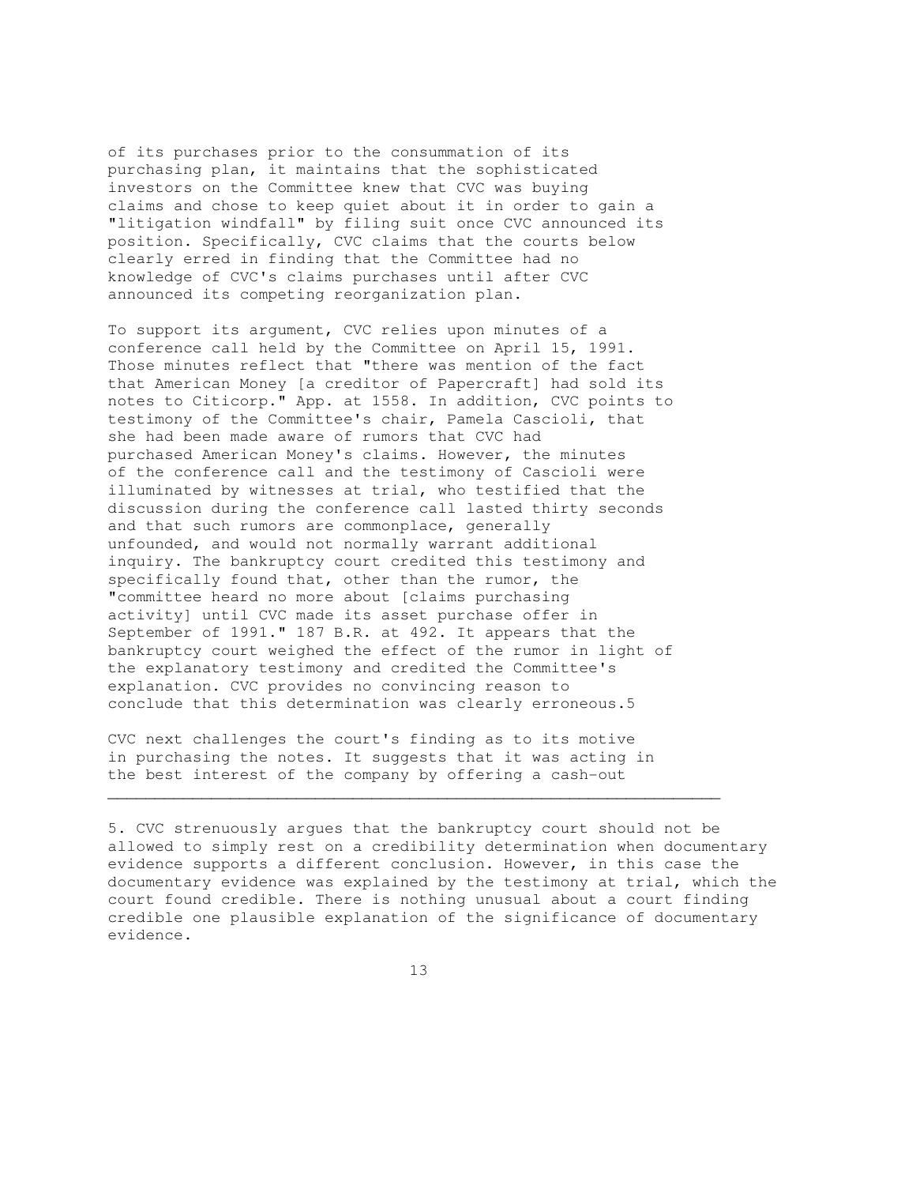of its purchases prior to the consummation of its purchasing plan, it maintains that the sophisticated investors on the Committee knew that CVC was buying claims and chose to keep quiet about it in order to gain a "litigation windfall" by filing suit once CVC announced its position. Specifically, CVC claims that the courts below clearly erred in finding that the Committee had no knowledge of CVC's claims purchases until after CVC announced its competing reorganization plan.

To support its argument, CVC relies upon minutes of a conference call held by the Committee on April 15, 1991. Those minutes reflect that "there was mention of the fact that American Money [a creditor of Papercraft] had sold its notes to Citicorp." App. at 1558. In addition, CVC points to testimony of the Committee's chair, Pamela Cascioli, that she had been made aware of rumors that CVC had purchased American Money's claims. However, the minutes of the conference call and the testimony of Cascioli were illuminated by witnesses at trial, who testified that the discussion during the conference call lasted thirty seconds and that such rumors are commonplace, generally unfounded, and would not normally warrant additional inquiry. The bankruptcy court credited this testimony and specifically found that, other than the rumor, the "committee heard no more about [claims purchasing activity] until CVC made its asset purchase offer in September of 1991." 187 B.R. at 492. It appears that the bankruptcy court weighed the effect of the rumor in light of the explanatory testimony and credited the Committee's explanation. CVC provides no convincing reason to conclude that this determination was clearly erroneous.5

CVC next challenges the court's finding as to its motive in purchasing the notes. It suggests that it was acting in the best interest of the company by offering a cash-out

---

5. CVC strenuously argues that the bankruptcy court should not be allowed to simply rest on a credibility determination when documentary evidence supports a different conclusion. However, in this case the documentary evidence was explained by the testimony at trial, which the court found credible. There is nothing unusual about a court finding credible one plausible explanation of the significance of documentary evidence.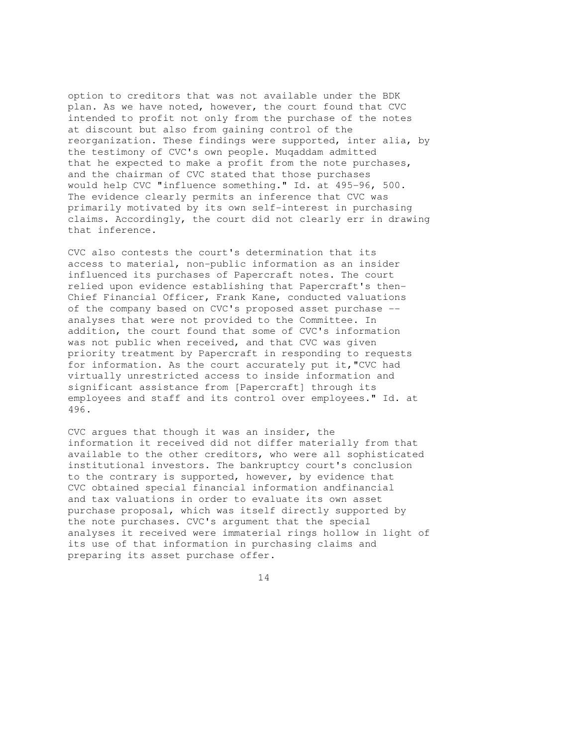option to creditors that was not available under the BDK plan. As we have noted, however, the court found that CVC intended to profit not only from the purchase of the notes at discount but also from gaining control of the reorganization. These findings were supported, inter alia, by the testimony of CVC's own people. Muqaddam admitted that he expected to make a profit from the note purchases, and the chairman of CVC stated that those purchases would help CVC "influence something." Id. at 495-96, 500. The evidence clearly permits an inference that CVC was primarily motivated by its own self-interest in purchasing claims. Accordingly, the court did not clearly err in drawing that inference.

CVC also contests the court's determination that its access to material, non-public information as an insider influenced its purchases of Papercraft notes. The court relied upon evidence establishing that Papercraft's then-Chief Financial Officer, Frank Kane, conducted valuations of the company based on CVC's proposed asset purchase -- analyses that were not provided to the Committee. In addition, the court found that some of CVC's information was not public when received, and that CVC was given priority treatment by Papercraft in responding to requests for information. As the court accurately put it,"CVC had virtually unrestricted access to inside information and significant assistance from [Papercraft] through its employees and staff and its control over employees." Id. at 496.

CVC argues that though it was an insider, the information it received did not differ materially from that available to the other creditors, who were all sophisticated institutional investors. The bankruptcy court's conclusion to the contrary is supported, however, by evidence that CVC obtained special financial information andfinancial and tax valuations in order to evaluate its own asset purchase proposal, which was itself directly supported by the note purchases. CVC's argument that the special analyses it received were immaterial rings hollow in light of its use of that information in purchasing claims and preparing its asset purchase offer.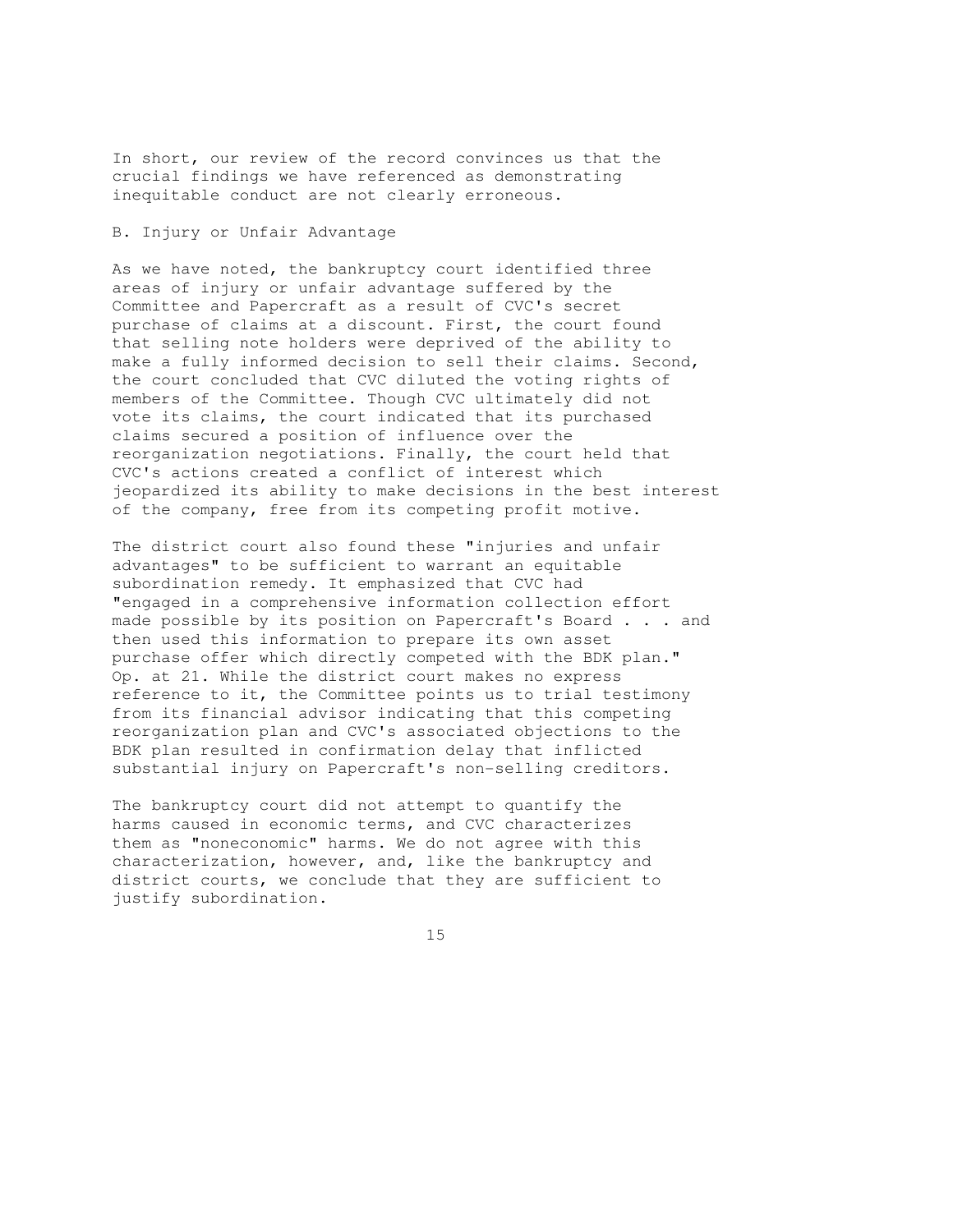In short, our review of the record convinces us that the crucial findings we have referenced as demonstrating inequitable conduct are not clearly erroneous.

### B. Injury or Unfair Advantage

As we have noted, the bankruptcy court identified three areas of injury or unfair advantage suffered by the Committee and Papercraft as a result of CVC's secret purchase of claims at a discount. First, the court found that selling note holders were deprived of the ability to make a fully informed decision to sell their claims. Second, the court concluded that CVC diluted the voting rights of members of the Committee. Though CVC ultimately did not vote its claims, the court indicated that its purchased claims secured a position of influence over the reorganization negotiations. Finally, the court held that CVC's actions created a conflict of interest which jeopardized its ability to make decisions in the best interest of the company, free from its competing profit motive.

The district court also found these "injuries and unfair advantages" to be sufficient to warrant an equitable subordination remedy. It emphasized that CVC had "engaged in a comprehensive information collection effort made possible by its position on Papercraft's Board . . . and then used this information to prepare its own asset purchase offer which directly competed with the BDK plan." Op. at 21. While the district court makes no express reference to it, the Committee points us to trial testimony from its financial advisor indicating that this competing reorganization plan and CVC's associated objections to the BDK plan resulted in confirmation delay that inflicted substantial injury on Papercraft's non-selling creditors.

The bankruptcy court did not attempt to quantify the harms caused in economic terms, and CVC characterizes them as "noneconomic" harms. We do not agree with this characterization, however, and, like the bankruptcy and district courts, we conclude that they are sufficient to justify subordination.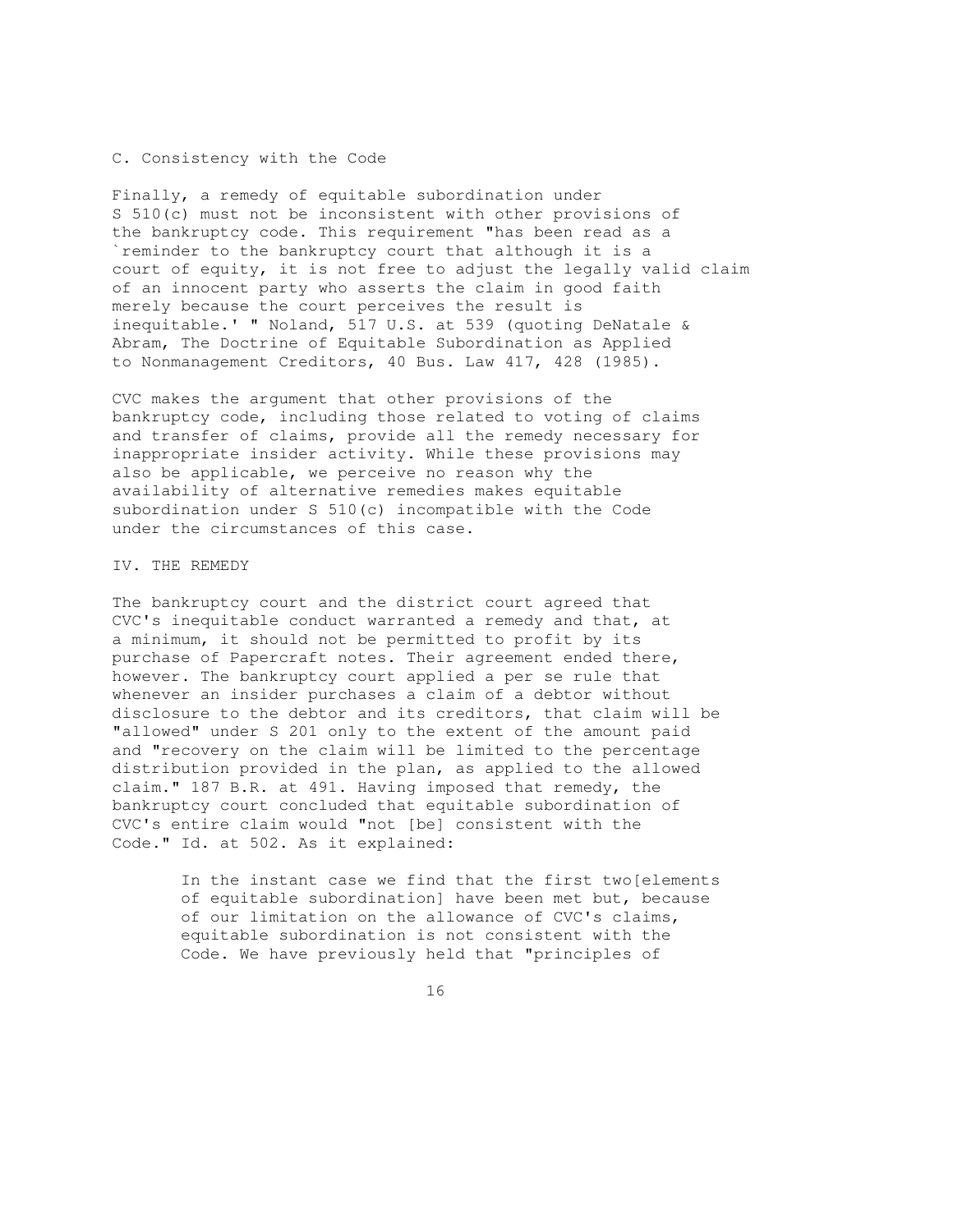C. Consistency with the Code

Finally, a remedy of equitable subordination under S 510(c) must not be inconsistent with other provisions of the bankruptcy code. This requirement "has been read as a `reminder to the bankruptcy court that although it is a court of equity, it is not free to adjust the legally valid claim of an innocent party who asserts the claim in good faith merely because the court perceives the result is inequitable.' " Noland, 517 U.S. at 539 (quoting DeNatale & Abram, The Doctrine of Equitable Subordination as Applied to Nonmanagement Creditors, 40 Bus. Law 417, 428 (1985).

CVC makes the argument that other provisions of the bankruptcy code, including those related to voting of claims and transfer of claims, provide all the remedy necessary for inappropriate insider activity. While these provisions may also be applicable, we perceive no reason why the availability of alternative remedies makes equitable subordination under S 510(c) incompatible with the Code under the circumstances of this case.

IV. THE REMEDY

The bankruptcy court and the district court agreed that CVC's inequitable conduct warranted a remedy and that, at a minimum, it should not be permitted to profit by its purchase of Papercraft notes. Their agreement ended there, however. The bankruptcy court applied a per se rule that whenever an insider purchases a claim of a debtor without disclosure to the debtor and its creditors, that claim will be "allowed" under S 201 only to the extent of the amount paid and "recovery on the claim will be limited to the percentage distribution provided in the plan, as applied to the allowed claim." 187 B.R. at 491. Having imposed that remedy, the bankruptcy court concluded that equitable subordination of CVC's entire claim would "not [be] consistent with the Code." Id. at 502. As it explained:

> In the instant case we find that the first two[elements of equitable subordination] have been met but, because of our limitation on the allowance of CVC's claims, equitable subordination is not consistent with the Code. We have previously held that "principles of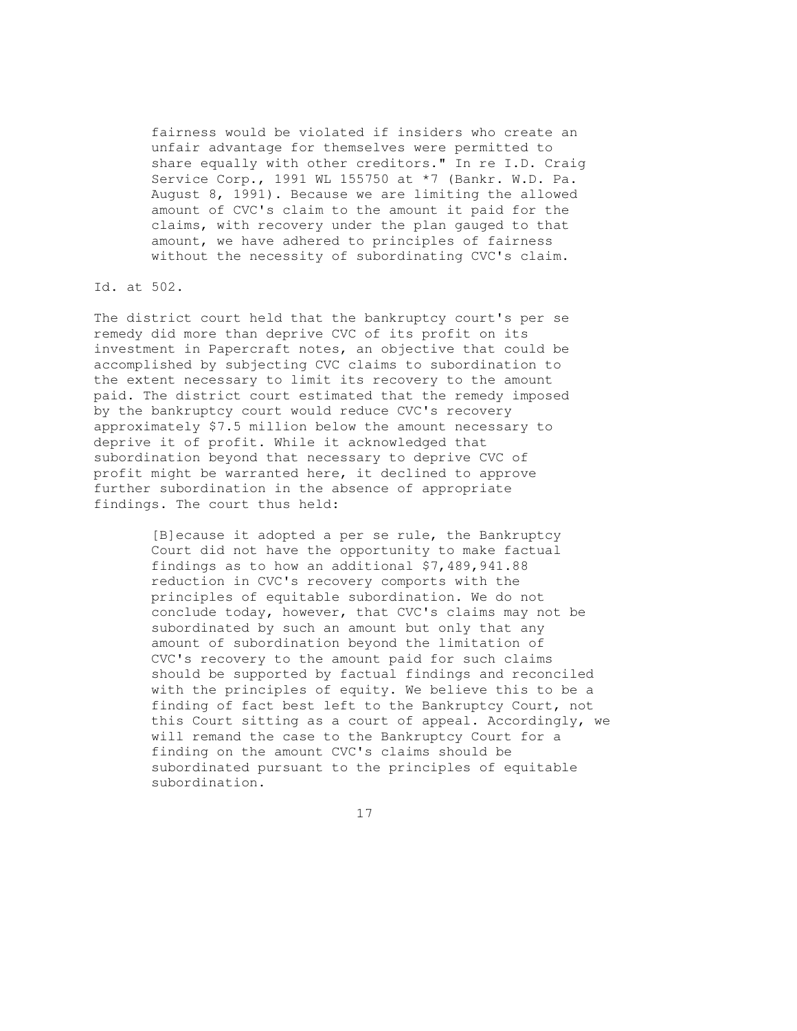> fairness would be violated if insiders who create an unfair advantage for themselves were permitted to share equally with other creditors." In re I.D. Craig Service Corp., 1991 WL 155750 at *7 (Bankr. W.D. Pa. August 8, 1991). Because we are limiting the allowed amount of CVC's claim to the amount it paid for the claims, with recovery under the plan gauged to that amount, we have adhered to principles of fairness without the necessity of subordinating CVC's claim.

Id. at 502.

The district court held that the bankruptcy court's per se remedy did more than deprive CVC of its profit on its investment in Papercraft notes, an objective that could be accomplished by subjecting CVC claims to subordination to the extent necessary to limit its recovery to the amount paid. The district court estimated that the remedy imposed by the bankruptcy court would reduce CVC's recovery approximately $7.5 million below the amount necessary to deprive it of profit. While it acknowledged that subordination beyond that necessary to deprive CVC of profit might be warranted here, it declined to approve further subordination in the absence of appropriate findings. The court thus held:

> [B]ecause it adopted a per se rule, the Bankruptcy Court did not have the opportunity to make factual findings as to how an additional $7,489,941.88 reduction in CVC's recovery comports with the principles of equitable subordination. We do not conclude today, however, that CVC's claims may not be subordinated by such an amount but only that any amount of subordination beyond the limitation of CVC's recovery to the amount paid for such claims should be supported by factual findings and reconciled with the principles of equity. We believe this to be a finding of fact best left to the Bankruptcy Court, not this Court sitting as a court of appeal. Accordingly, we will remand the case to the Bankruptcy Court for a finding on the amount CVC's claims should be subordinated pursuant to the principles of equitable subordination.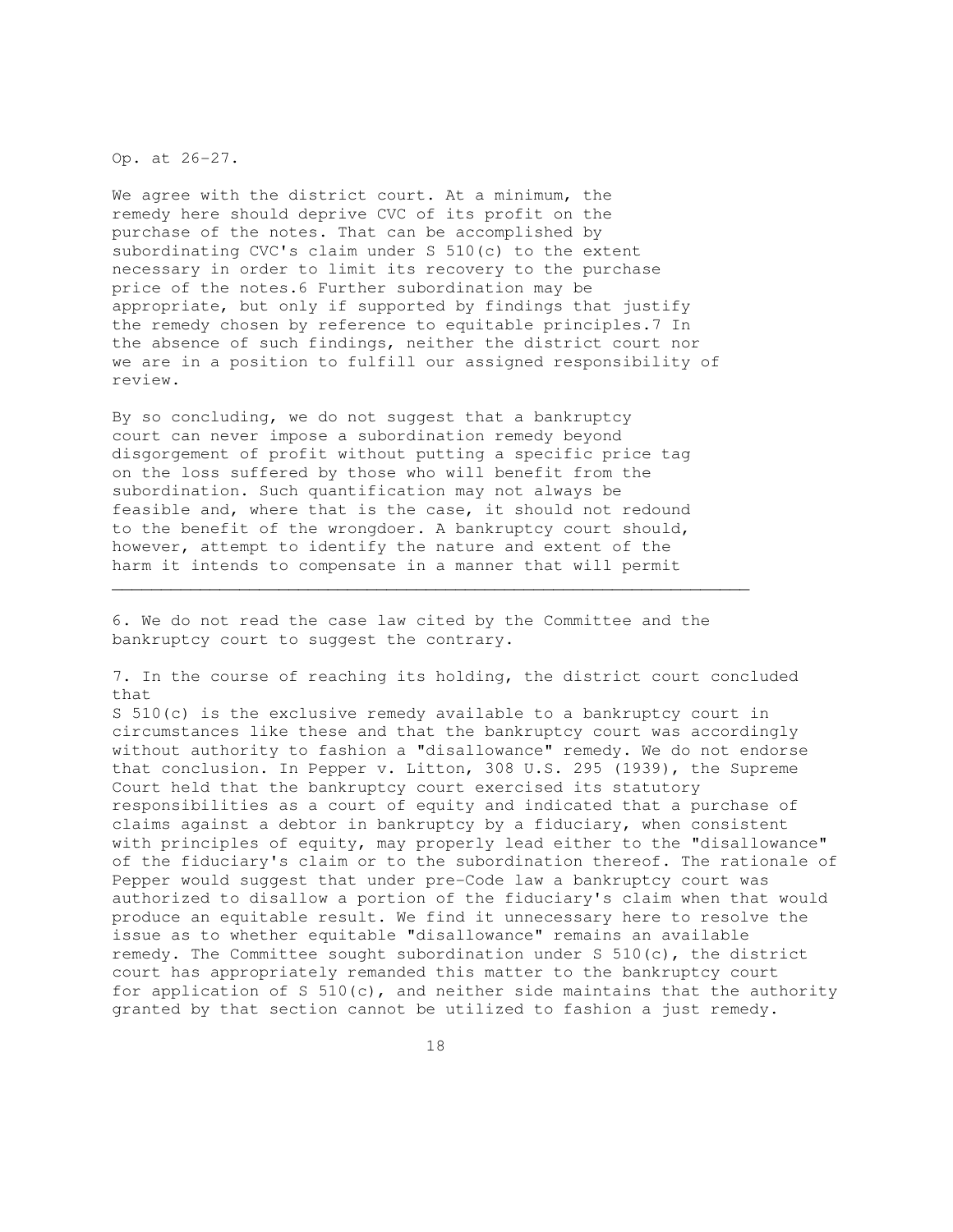Op. at 26-27.

We agree with the district court. At a minimum, the remedy here should deprive CVC of its profit on the purchase of the notes. That can be accomplished by subordinating CVC's claim under S 510(c) to the extent necessary in order to limit its recovery to the purchase price of the notes.6 Further subordination may be appropriate, but only if supported by findings that justify the remedy chosen by reference to equitable principles.7 In the absence of such findings, neither the district court nor we are in a position to fulfill our assigned responsibility of review.

By so concluding, we do not suggest that a bankruptcy court can never impose a subordination remedy beyond disgorgement of profit without putting a specific price tag on the loss suffered by those who will benefit from the subordination. Such quantification may not always be feasible and, where that is the case, it should not redound to the benefit of the wrongdoer. A bankruptcy court should, however, attempt to identify the nature and extent of the harm it intends to compensate in a manner that will permit

---

6. We do not read the case law cited by the Committee and the bankruptcy court to suggest the contrary.

7. In the course of reaching its holding, the district court concluded that S 510(c) is the exclusive remedy available to a bankruptcy court in circumstances like these and that the bankruptcy court was accordingly without authority to fashion a "disallowance" remedy. We do not endorse that conclusion. In Pepper v. Litton, 308 U.S. 295 (1939), the Supreme Court held that the bankruptcy court exercised its statutory responsibilities as a court of equity and indicated that a purchase of claims against a debtor in bankruptcy by a fiduciary, when consistent with principles of equity, may properly lead either to the "disallowance" of the fiduciary's claim or to the subordination thereof. The rationale of Pepper would suggest that under pre-Code law a bankruptcy court was authorized to disallow a portion of the fiduciary's claim when that would produce an equitable result. We find it unnecessary here to resolve the issue as to whether equitable "disallowance" remains an available remedy. The Committee sought subordination under S 510(c), the district court has appropriately remanded this matter to the bankruptcy court for application of S 510(c), and neither side maintains that the authority granted by that section cannot be utilized to fashion a just remedy.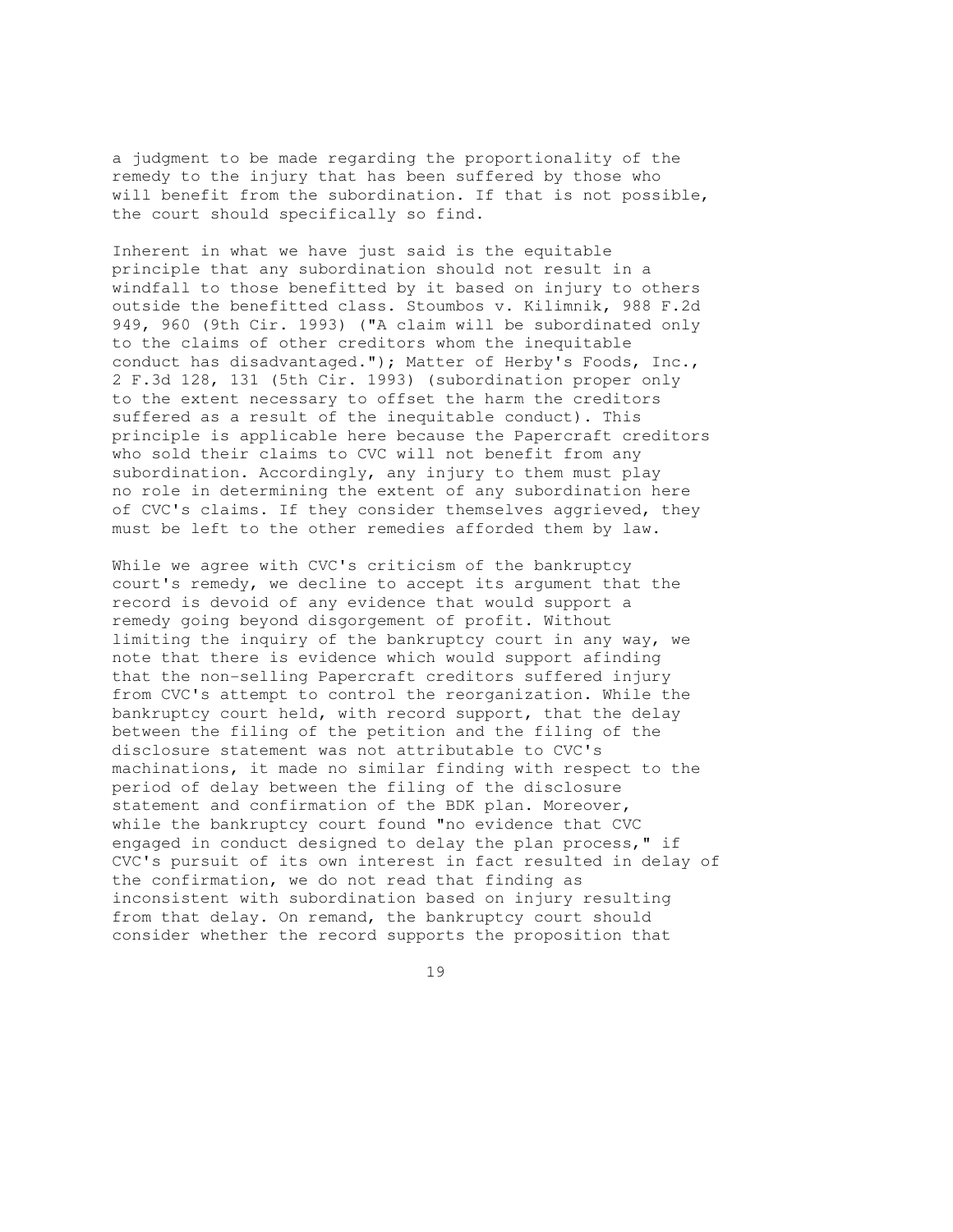a judgment to be made regarding the proportionality of the remedy to the injury that has been suffered by those who will benefit from the subordination. If that is not possible, the court should specifically so find.

Inherent in what we have just said is the equitable principle that any subordination should not result in a windfall to those benefitted by it based on injury to others outside the benefitted class. Stoumbos v. Kilimnik, 988 F.2d 949, 960 (9th Cir. 1993) ("A claim will be subordinated only to the claims of other creditors whom the inequitable conduct has disadvantaged."); Matter of Herby's Foods, Inc., 2 F.3d 128, 131 (5th Cir. 1993) (subordination proper only to the extent necessary to offset the harm the creditors suffered as a result of the inequitable conduct). This principle is applicable here because the Papercraft creditors who sold their claims to CVC will not benefit from any subordination. Accordingly, any injury to them must play no role in determining the extent of any subordination here of CVC's claims. If they consider themselves aggrieved, they must be left to the other remedies afforded them by law.

While we agree with CVC's criticism of the bankruptcy court's remedy, we decline to accept its argument that the record is devoid of any evidence that would support a remedy going beyond disgorgement of profit. Without limiting the inquiry of the bankruptcy court in any way, we note that there is evidence which would support afinding that the non-selling Papercraft creditors suffered injury from CVC's attempt to control the reorganization. While the bankruptcy court held, with record support, that the delay between the filing of the petition and the filing of the disclosure statement was not attributable to CVC's machinations, it made no similar finding with respect to the period of delay between the filing of the disclosure statement and confirmation of the BDK plan. Moreover, while the bankruptcy court found "no evidence that CVC engaged in conduct designed to delay the plan process," if CVC's pursuit of its own interest in fact resulted in delay of the confirmation, we do not read that finding as inconsistent with subordination based on injury resulting from that delay. On remand, the bankruptcy court should consider whether the record supports the proposition that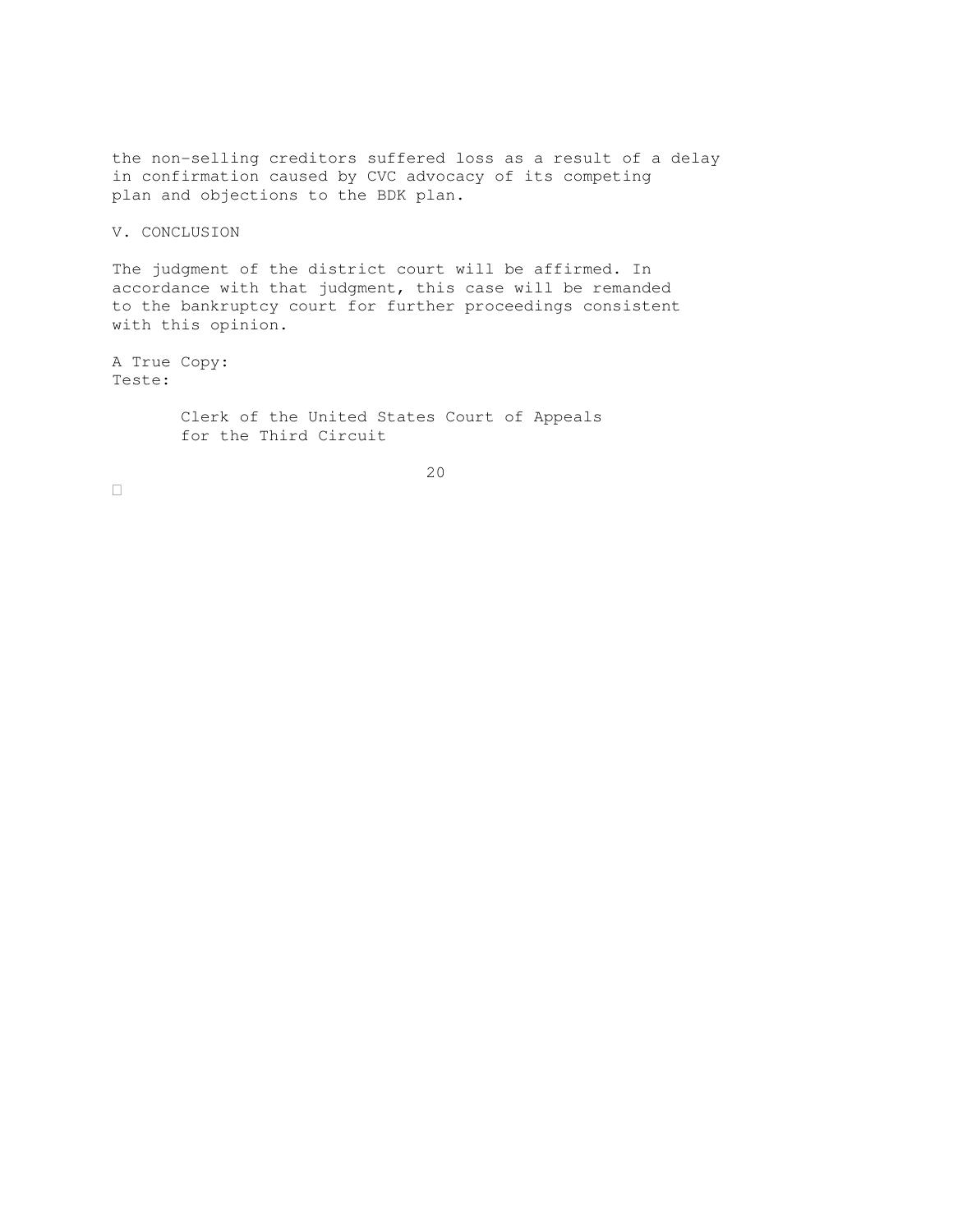the non-selling creditors suffered loss as a result of a delay in confirmation caused by CVC advocacy of its competing plan and objections to the BDK plan.

## V. CONCLUSION

The judgment of the district court will be affirmed. In accordance with that judgment, this case will be remanded to the bankruptcy court for further proceedings consistent with this opinion.

A True Copy:
Teste:

Clerk of the United States Court of Appeals for the Third Circuit